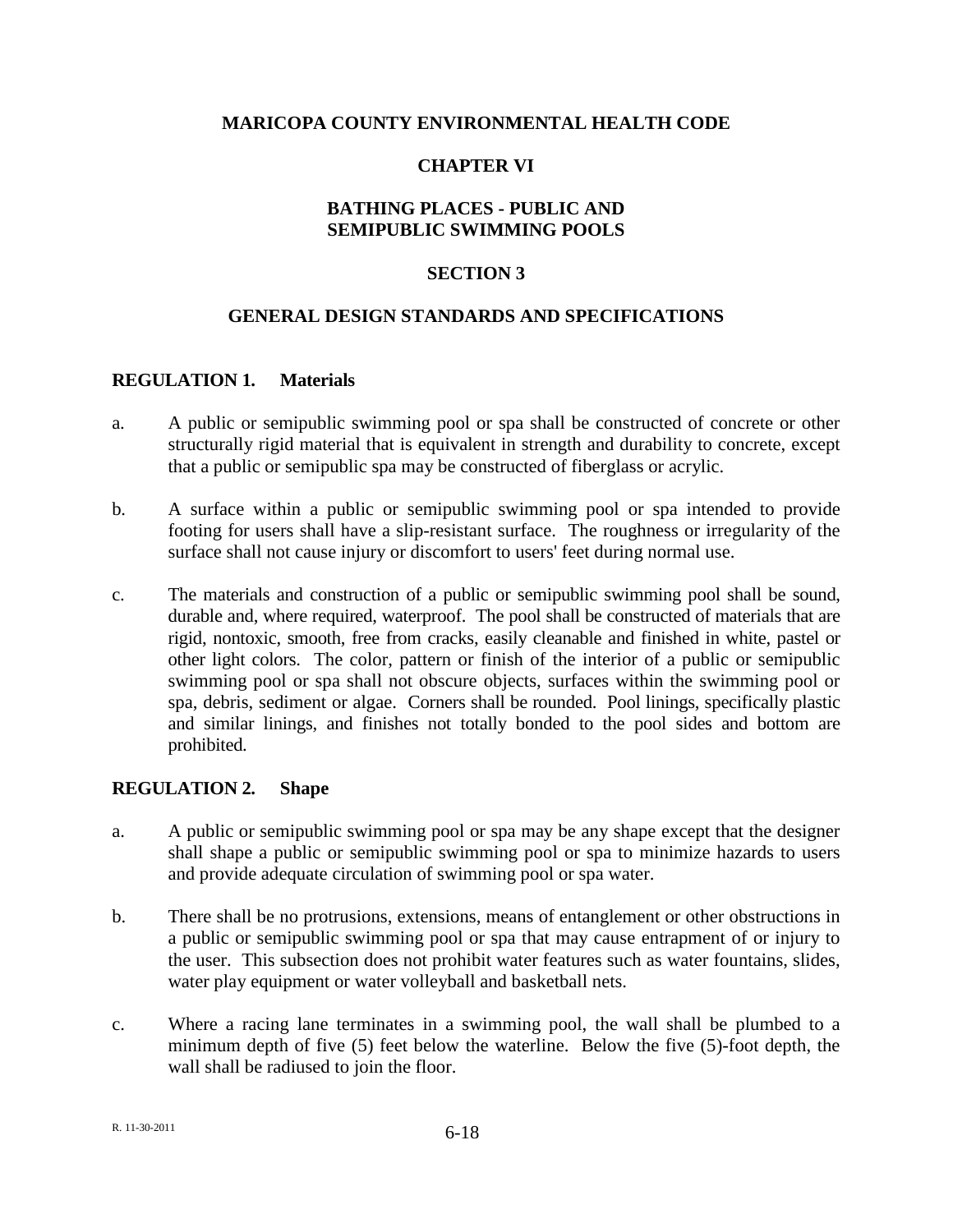# MARICOPA COUNTY ENVIRONMENTAL HEALTH CODE

## CHAPTER VI

## BATHING PLACES - PUBLIC AND SEMIPUBLIC SWIMMING POOLS

## SECTION 3

## GENERAL DESIGN STANDARDS AND SPECIFICATIONS

### REGULATION 1. Materials

a. A public or semipublic swimming pool or spa shall be constructed of concrete or other structurally rigid material that is equivalent in strength and durability to concrete, except that a public or semipublic spa may be constructed of fiberglass or acrylic.

b. A surface within a public or semipublic swimming pool or spa intended to provide footing for users shall have a slip-resistant surface. The roughness or irregularity of the surface shall not cause injury or discomfort to users' feet during normal use.

c. The materials and construction of a public or semipublic swimming pool shall be sound, durable and, where required, waterproof. The pool shall be constructed of materials that are rigid, nontoxic, smooth, free from cracks, easily cleanable and finished in white, pastel or other light colors. The color, pattern or finish of the interior of a public or semipublic swimming pool or spa shall not obscure objects, surfaces within the swimming pool or spa, debris, sediment or algae. Corners shall be rounded. Pool linings, specifically plastic and similar linings, and finishes not totally bonded to the pool sides and bottom are prohibited.

### REGULATION 2. Shape

a. A public or semipublic swimming pool or spa may be any shape except that the designer shall shape a public or semipublic swimming pool or spa to minimize hazards to users and provide adequate circulation of swimming pool or spa water.

b. There shall be no protrusions, extensions, means of entanglement or other obstructions in a public or semipublic swimming pool or spa that may cause entrapment of or injury to the user. This subsection does not prohibit water features such as water fountains, slides, water play equipment or water volleyball and basketball nets.

c. Where a racing lane terminates in a swimming pool, the wall shall be plumbed to a minimum depth of five (5) feet below the waterline. Below the five (5)-foot depth, the wall shall be radiused to join the floor.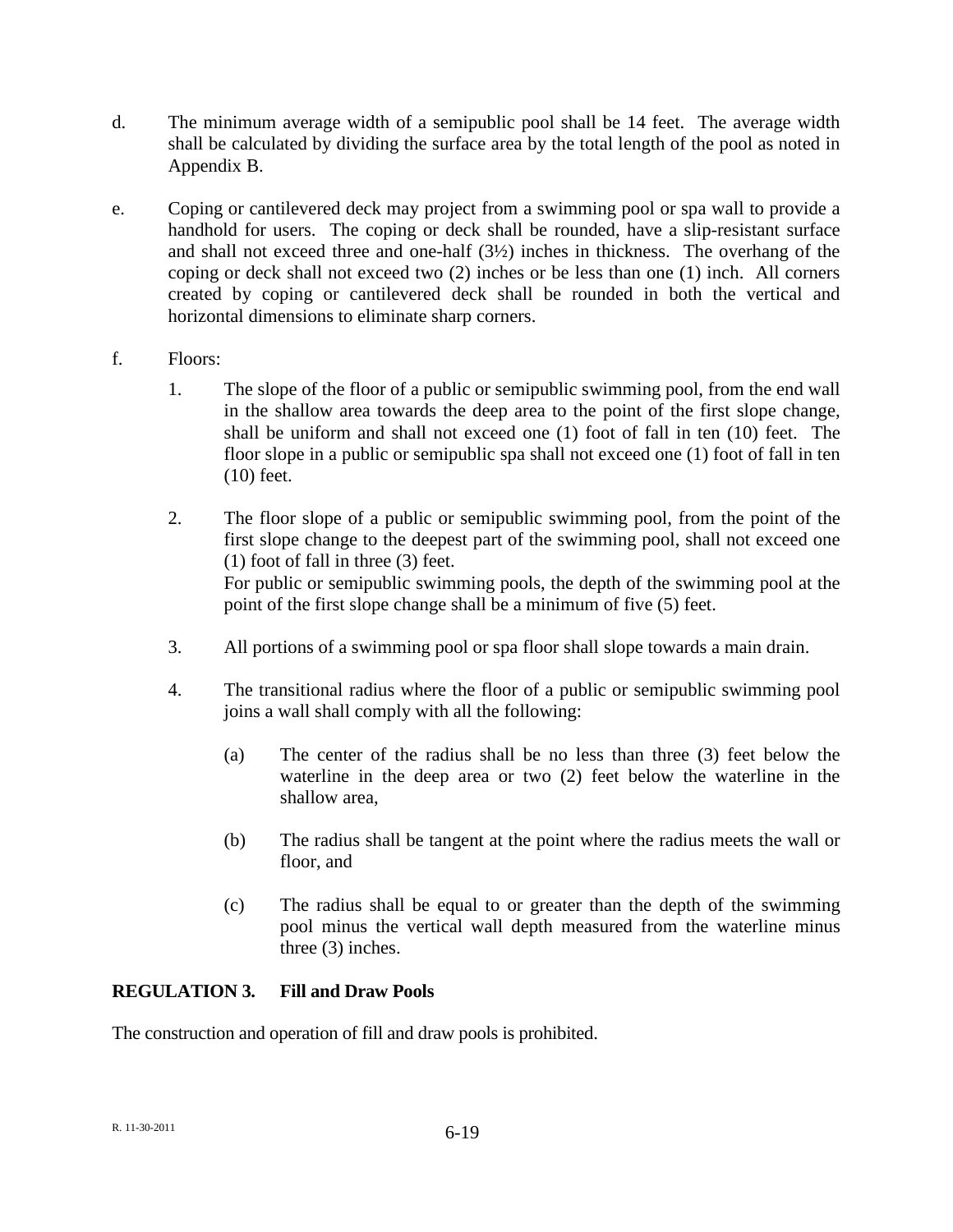d. The minimum average width of a semipublic pool shall be 14 feet. The average width shall be calculated by dividing the surface area by the total length of the pool as noted in Appendix B.

e. Coping or cantilevered deck may project from a swimming pool or spa wall to provide a handhold for users. The coping or deck shall be rounded, have a slip-resistant surface and shall not exceed three and one-half (3½) inches in thickness. The overhang of the coping or deck shall not exceed two (2) inches or be less than one (1) inch. All corners created by coping or cantilevered deck shall be rounded in both the vertical and horizontal dimensions to eliminate sharp corners.

f. Floors:

1. The slope of the floor of a public or semipublic swimming pool, from the end wall in the shallow area towards the deep area to the point of the first slope change, shall be uniform and shall not exceed one (1) foot of fall in ten (10) feet. The floor slope in a public or semipublic spa shall not exceed one (1) foot of fall in ten (10) feet.

2. The floor slope of a public or semipublic swimming pool, from the point of the first slope change to the deepest part of the swimming pool, shall not exceed one (1) foot of fall in three (3) feet.
For public or semipublic swimming pools, the depth of the swimming pool at the point of the first slope change shall be a minimum of five (5) feet.

3. All portions of a swimming pool or spa floor shall slope towards a main drain.

4. The transitional radius where the floor of a public or semipublic swimming pool joins a wall shall comply with all the following:

   (a) The center of the radius shall be no less than three (3) feet below the waterline in the deep area or two (2) feet below the waterline in the shallow area,

   (b) The radius shall be tangent at the point where the radius meets the wall or floor, and

   (c) The radius shall be equal to or greater than the depth of the swimming pool minus the vertical wall depth measured from the waterline minus three (3) inches.

**REGULATION 3. Fill and Draw Pools**

The construction and operation of fill and draw pools is prohibited.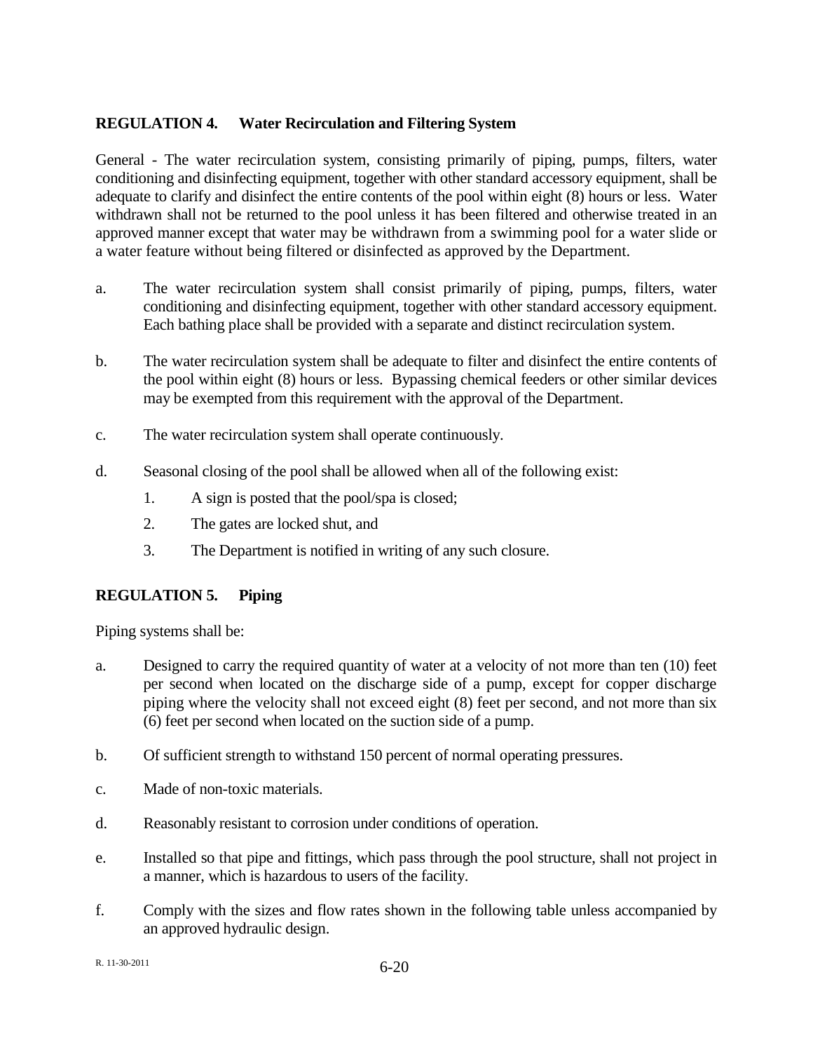## REGULATION 4. Water Recirculation and Filtering System

General - The water recirculation system, consisting primarily of piping, pumps, filters, water conditioning and disinfecting equipment, together with other standard accessory equipment, shall be adequate to clarify and disinfect the entire contents of the pool within eight (8) hours or less. Water withdrawn shall not be returned to the pool unless it has been filtered and otherwise treated in an approved manner except that water may be withdrawn from a swimming pool for a water slide or a water feature without being filtered or disinfected as approved by the Department.

a. The water recirculation system shall consist primarily of piping, pumps, filters, water conditioning and disinfecting equipment, together with other standard accessory equipment. Each bathing place shall be provided with a separate and distinct recirculation system.

b. The water recirculation system shall be adequate to filter and disinfect the entire contents of the pool within eight (8) hours or less. Bypassing chemical feeders or other similar devices may be exempted from this requirement with the approval of the Department.

c. The water recirculation system shall operate continuously.

d. Seasonal closing of the pool shall be allowed when all of the following exist:

   1. A sign is posted that the pool/spa is closed;

   2. The gates are locked shut, and

   3. The Department is notified in writing of any such closure.

## REGULATION 5. Piping

Piping systems shall be:

a. Designed to carry the required quantity of water at a velocity of not more than ten (10) feet per second when located on the discharge side of a pump, except for copper discharge piping where the velocity shall not exceed eight (8) feet per second, and not more than six (6) feet per second when located on the suction side of a pump.

b. Of sufficient strength to withstand 150 percent of normal operating pressures.

c. Made of non-toxic materials.

d. Reasonably resistant to corrosion under conditions of operation.

e. Installed so that pipe and fittings, which pass through the pool structure, shall not project in a manner, which is hazardous to users of the facility.

f. Comply with the sizes and flow rates shown in the following table unless accompanied by an approved hydraulic design.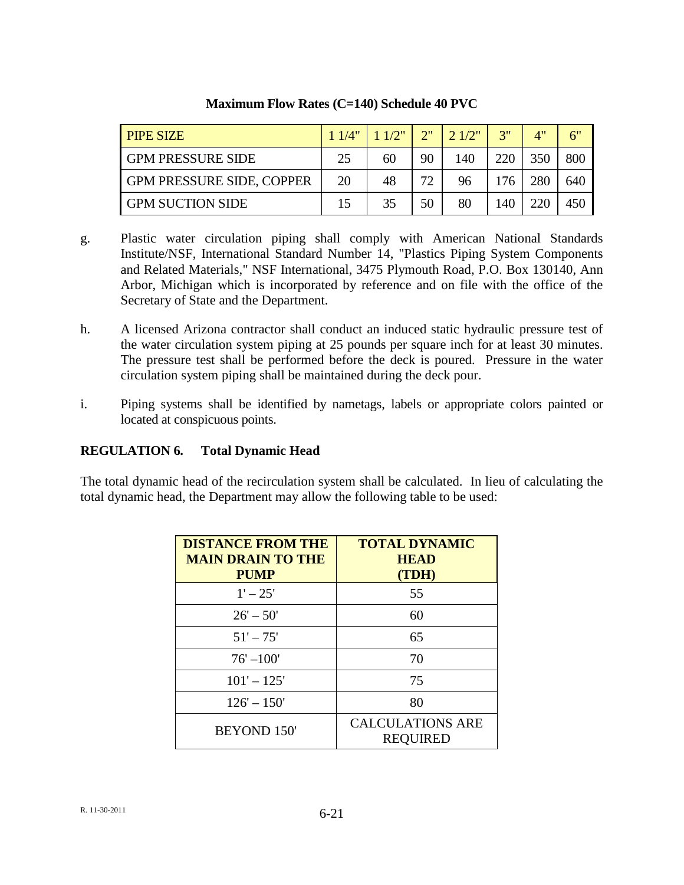**Maximum Flow Rates (C=140) Schedule 40 PVC**

| PIPE SIZE | 1 1/4" | 1 1/2" | 2" | 2 1/2" | 3" | 4" | 6" |
|---|---|---|---|---|---|---|---|
| GPM PRESSURE SIDE | 25 | 60 | 90 | 140 | 220 | 350 | 800 |
| GPM PRESSURE SIDE, COPPER | 20 | 48 | 72 | 96 | 176 | 280 | 640 |
| GPM SUCTION SIDE | 15 | 35 | 50 | 80 | 140 | 220 | 450 |

g. Plastic water circulation piping shall comply with American National Standards Institute/NSF, International Standard Number 14, "Plastics Piping System Components and Related Materials," NSF International, 3475 Plymouth Road, P.O. Box 130140, Ann Arbor, Michigan which is incorporated by reference and on file with the office of the Secretary of State and the Department.

h. A licensed Arizona contractor shall conduct an induced static hydraulic pressure test of the water circulation system piping at 25 pounds per square inch for at least 30 minutes. The pressure test shall be performed before the deck is poured. Pressure in the water circulation system piping shall be maintained during the deck pour.

i. Piping systems shall be identified by nametags, labels or appropriate colors painted or located at conspicuous points.

## REGULATION 6. Total Dynamic Head

The total dynamic head of the recirculation system shall be calculated. In lieu of calculating the total dynamic head, the Department may allow the following table to be used:

| DISTANCE FROM THE MAIN DRAIN TO THE PUMP | TOTAL DYNAMIC HEAD (TDH) |
|---|---|
| 1' – 25' | 55 |
| 26' – 50' | 60 |
| 51' – 75' | 65 |
| 76' –100' | 70 |
| 101' – 125' | 75 |
| 126' – 150' | 80 |
| BEYOND 150' | CALCULATIONS ARE REQUIRED |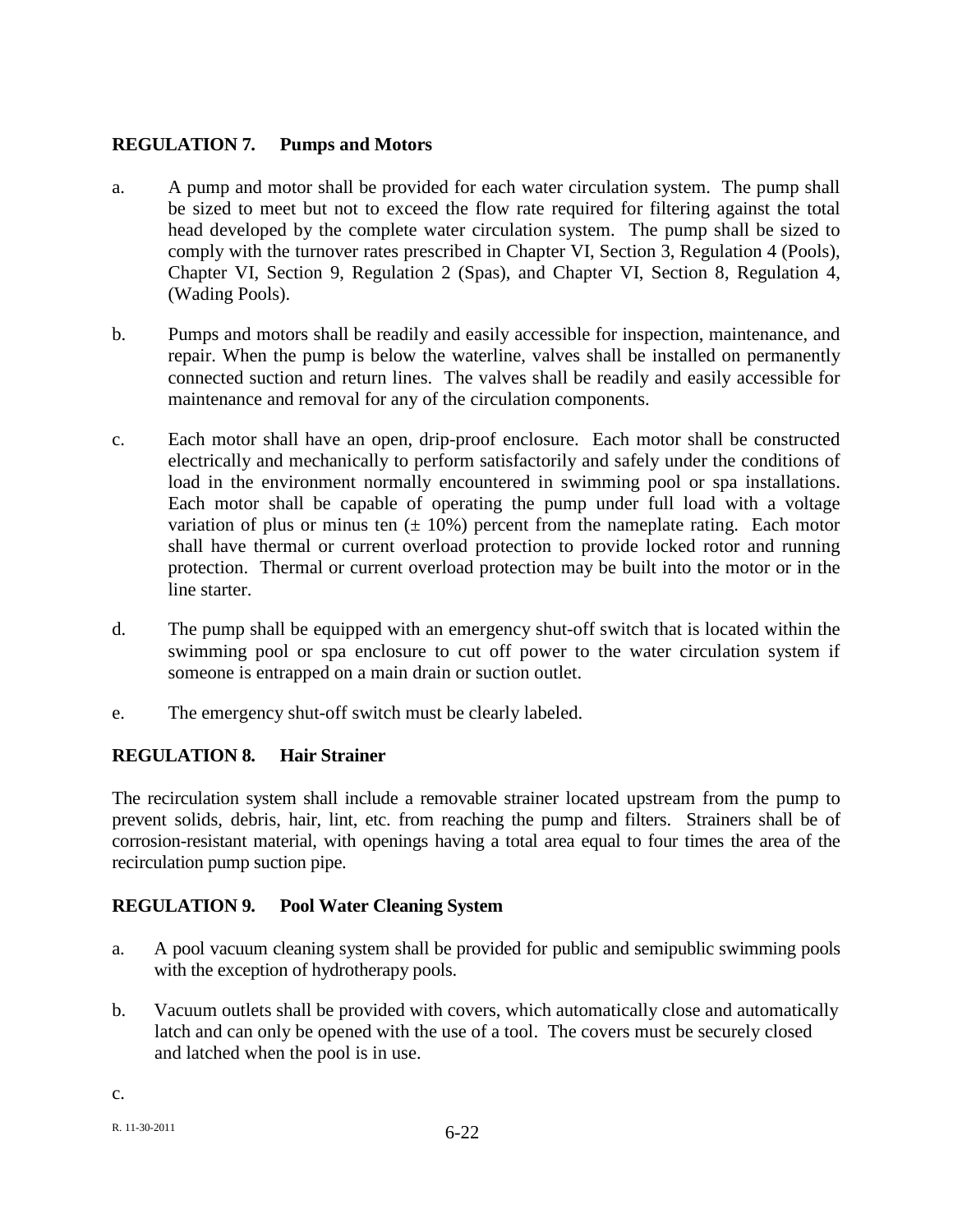## REGULATION 7. Pumps and Motors

a. A pump and motor shall be provided for each water circulation system. The pump shall be sized to meet but not to exceed the flow rate required for filtering against the total head developed by the complete water circulation system. The pump shall be sized to comply with the turnover rates prescribed in Chapter VI, Section 3, Regulation 4 (Pools), Chapter VI, Section 9, Regulation 2 (Spas), and Chapter VI, Section 8, Regulation 4, (Wading Pools).

b. Pumps and motors shall be readily and easily accessible for inspection, maintenance, and repair. When the pump is below the waterline, valves shall be installed on permanently connected suction and return lines. The valves shall be readily and easily accessible for maintenance and removal for any of the circulation components.

c. Each motor shall have an open, drip-proof enclosure. Each motor shall be constructed electrically and mechanically to perform satisfactorily and safely under the conditions of load in the environment normally encountered in swimming pool or spa installations. Each motor shall be capable of operating the pump under full load with a voltage variation of plus or minus ten ($\pm$ 10%) percent from the nameplate rating. Each motor shall have thermal or current overload protection to provide locked rotor and running protection. Thermal or current overload protection may be built into the motor or in the line starter.

d. The pump shall be equipped with an emergency shut-off switch that is located within the swimming pool or spa enclosure to cut off power to the water circulation system if someone is entrapped on a main drain or suction outlet.

e. The emergency shut-off switch must be clearly labeled.

## REGULATION 8. Hair Strainer

The recirculation system shall include a removable strainer located upstream from the pump to prevent solids, debris, hair, lint, etc. from reaching the pump and filters. Strainers shall be of corrosion-resistant material, with openings having a total area equal to four times the area of the recirculation pump suction pipe.

## REGULATION 9. Pool Water Cleaning System

a. A pool vacuum cleaning system shall be provided for public and semipublic swimming pools with the exception of hydrotherapy pools.

b. Vacuum outlets shall be provided with covers, which automatically close and automatically latch and can only be opened with the use of a tool. The covers must be securely closed and latched when the pool is in use.

c.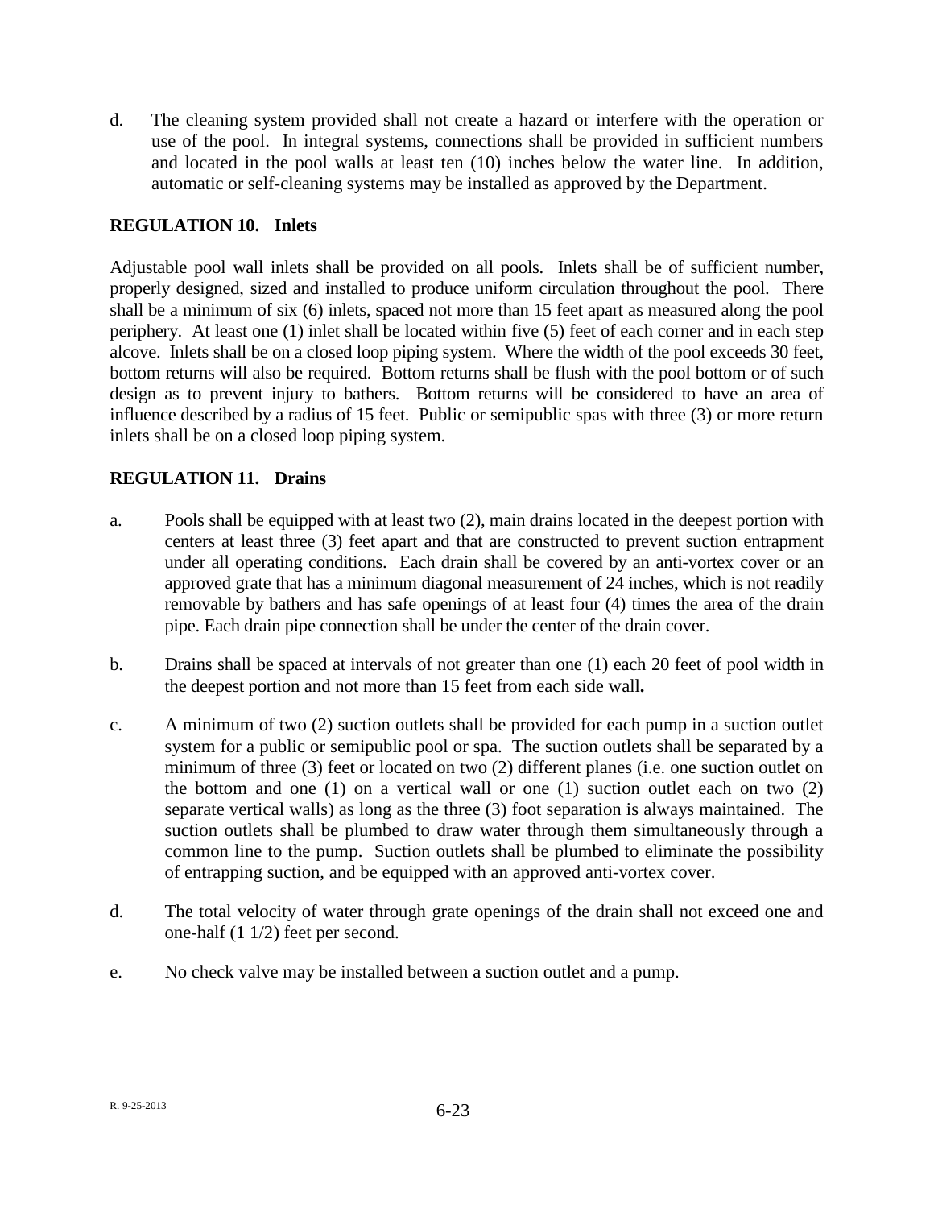d. The cleaning system provided shall not create a hazard or interfere with the operation or use of the pool. In integral systems, connections shall be provided in sufficient numbers and located in the pool walls at least ten (10) inches below the water line. In addition, automatic or self-cleaning systems may be installed as approved by the Department.

**REGULATION 10. Inlets**

Adjustable pool wall inlets shall be provided on all pools. Inlets shall be of sufficient number, properly designed, sized and installed to produce uniform circulation throughout the pool. There shall be a minimum of six (6) inlets, spaced not more than 15 feet apart as measured along the pool periphery. At least one (1) inlet shall be located within five (5) feet of each corner and in each step alcove. Inlets shall be on a closed loop piping system. Where the width of the pool exceeds 30 feet, bottom returns will also be required. Bottom returns shall be flush with the pool bottom or of such design as to prevent injury to bathers. Bottom returns will be considered to have an area of influence described by a radius of 15 feet. Public or semipublic spas with three (3) or more return inlets shall be on a closed loop piping system.

**REGULATION 11. Drains**

a. Pools shall be equipped with at least two (2), main drains located in the deepest portion with centers at least three (3) feet apart and that are constructed to prevent suction entrapment under all operating conditions. Each drain shall be covered by an anti-vortex cover or an approved grate that has a minimum diagonal measurement of 24 inches, which is not readily removable by bathers and has safe openings of at least four (4) times the area of the drain pipe. Each drain pipe connection shall be under the center of the drain cover.

b. Drains shall be spaced at intervals of not greater than one (1) each 20 feet of pool width in the deepest portion and not more than 15 feet from each side wall**.**

c. A minimum of two (2) suction outlets shall be provided for each pump in a suction outlet system for a public or semipublic pool or spa. The suction outlets shall be separated by a minimum of three (3) feet or located on two (2) different planes (i.e. one suction outlet on the bottom and one (1) on a vertical wall or one (1) suction outlet each on two (2) separate vertical walls) as long as the three (3) foot separation is always maintained. The suction outlets shall be plumbed to draw water through them simultaneously through a common line to the pump. Suction outlets shall be plumbed to eliminate the possibility of entrapping suction, and be equipped with an approved anti-vortex cover.

d. The total velocity of water through grate openings of the drain shall not exceed one and one-half (1 1/2) feet per second.

e. No check valve may be installed between a suction outlet and a pump.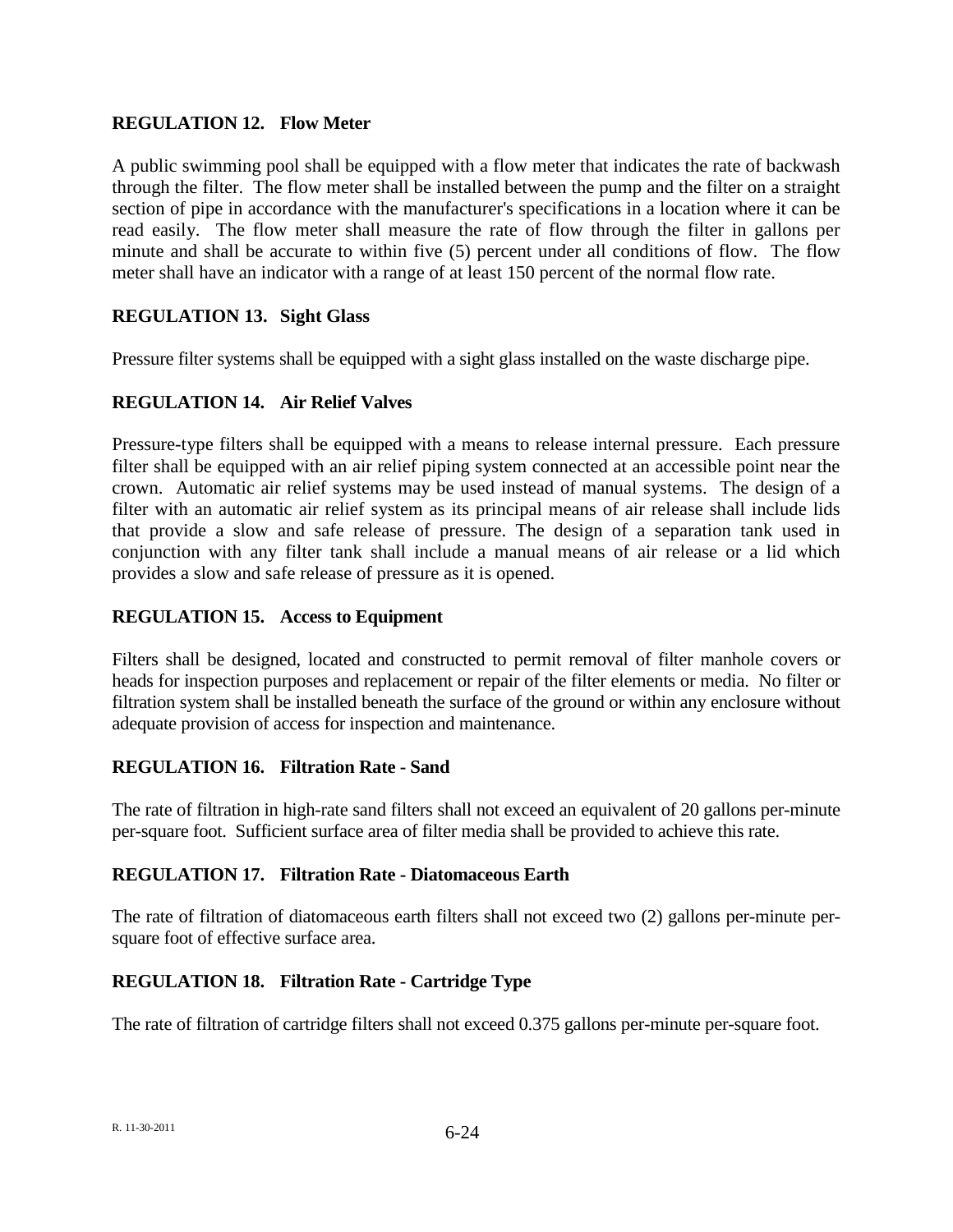### REGULATION 12. Flow Meter

A public swimming pool shall be equipped with a flow meter that indicates the rate of backwash through the filter. The flow meter shall be installed between the pump and the filter on a straight section of pipe in accordance with the manufacturer's specifications in a location where it can be read easily. The flow meter shall measure the rate of flow through the filter in gallons per minute and shall be accurate to within five (5) percent under all conditions of flow. The flow meter shall have an indicator with a range of at least 150 percent of the normal flow rate.

### REGULATION 13. Sight Glass

Pressure filter systems shall be equipped with a sight glass installed on the waste discharge pipe.

### REGULATION 14. Air Relief Valves

Pressure-type filters shall be equipped with a means to release internal pressure. Each pressure filter shall be equipped with an air relief piping system connected at an accessible point near the crown. Automatic air relief systems may be used instead of manual systems. The design of a filter with an automatic air relief system as its principal means of air release shall include lids that provide a slow and safe release of pressure. The design of a separation tank used in conjunction with any filter tank shall include a manual means of air release or a lid which provides a slow and safe release of pressure as it is opened.

### REGULATION 15. Access to Equipment

Filters shall be designed, located and constructed to permit removal of filter manhole covers or heads for inspection purposes and replacement or repair of the filter elements or media. No filter or filtration system shall be installed beneath the surface of the ground or within any enclosure without adequate provision of access for inspection and maintenance.

### REGULATION 16. Filtration Rate - Sand

The rate of filtration in high-rate sand filters shall not exceed an equivalent of 20 gallons per-minute per-square foot. Sufficient surface area of filter media shall be provided to achieve this rate.

### REGULATION 17. Filtration Rate - Diatomaceous Earth

The rate of filtration of diatomaceous earth filters shall not exceed two (2) gallons per-minute per-square foot of effective surface area.

### REGULATION 18. Filtration Rate - Cartridge Type

The rate of filtration of cartridge filters shall not exceed 0.375 gallons per-minute per-square foot.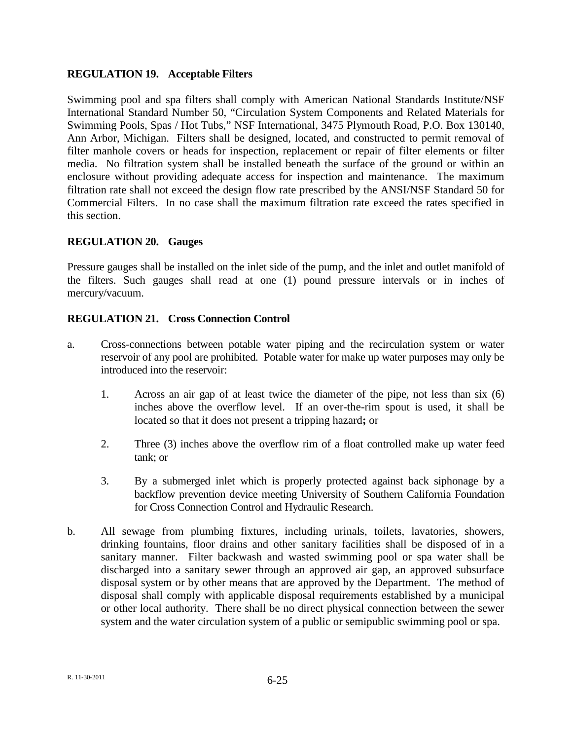**REGULATION 19. Acceptable Filters**

Swimming pool and spa filters shall comply with American National Standards Institute/NSF International Standard Number 50, "Circulation System Components and Related Materials for Swimming Pools, Spas / Hot Tubs," NSF International, 3475 Plymouth Road, P.O. Box 130140, Ann Arbor, Michigan. Filters shall be designed, located, and constructed to permit removal of filter manhole covers or heads for inspection, replacement or repair of filter elements or filter media. No filtration system shall be installed beneath the surface of the ground or within an enclosure without providing adequate access for inspection and maintenance. The maximum filtration rate shall not exceed the design flow rate prescribed by the ANSI/NSF Standard 50 for Commercial Filters. In no case shall the maximum filtration rate exceed the rates specified in this section.

**REGULATION 20. Gauges**

Pressure gauges shall be installed on the inlet side of the pump, and the inlet and outlet manifold of the filters. Such gauges shall read at one (1) pound pressure intervals or in inches of mercury/vacuum.

**REGULATION 21. Cross Connection Control**

a. Cross-connections between potable water piping and the recirculation system or water reservoir of any pool are prohibited. Potable water for make up water purposes may only be introduced into the reservoir:

   1. Across an air gap of at least twice the diameter of the pipe, not less than six (6) inches above the overflow level. If an over-the-rim spout is used, it shall be located so that it does not present a tripping hazard**;** or

   2. Three (3) inches above the overflow rim of a float controlled make up water feed tank; or

   3. By a submerged inlet which is properly protected against back siphonage by a backflow prevention device meeting University of Southern California Foundation for Cross Connection Control and Hydraulic Research.

b. All sewage from plumbing fixtures, including urinals, toilets, lavatories, showers, drinking fountains, floor drains and other sanitary facilities shall be disposed of in a sanitary manner. Filter backwash and wasted swimming pool or spa water shall be discharged into a sanitary sewer through an approved air gap, an approved subsurface disposal system or by other means that are approved by the Department. The method of disposal shall comply with applicable disposal requirements established by a municipal or other local authority. There shall be no direct physical connection between the sewer system and the water circulation system of a public or semipublic swimming pool or spa.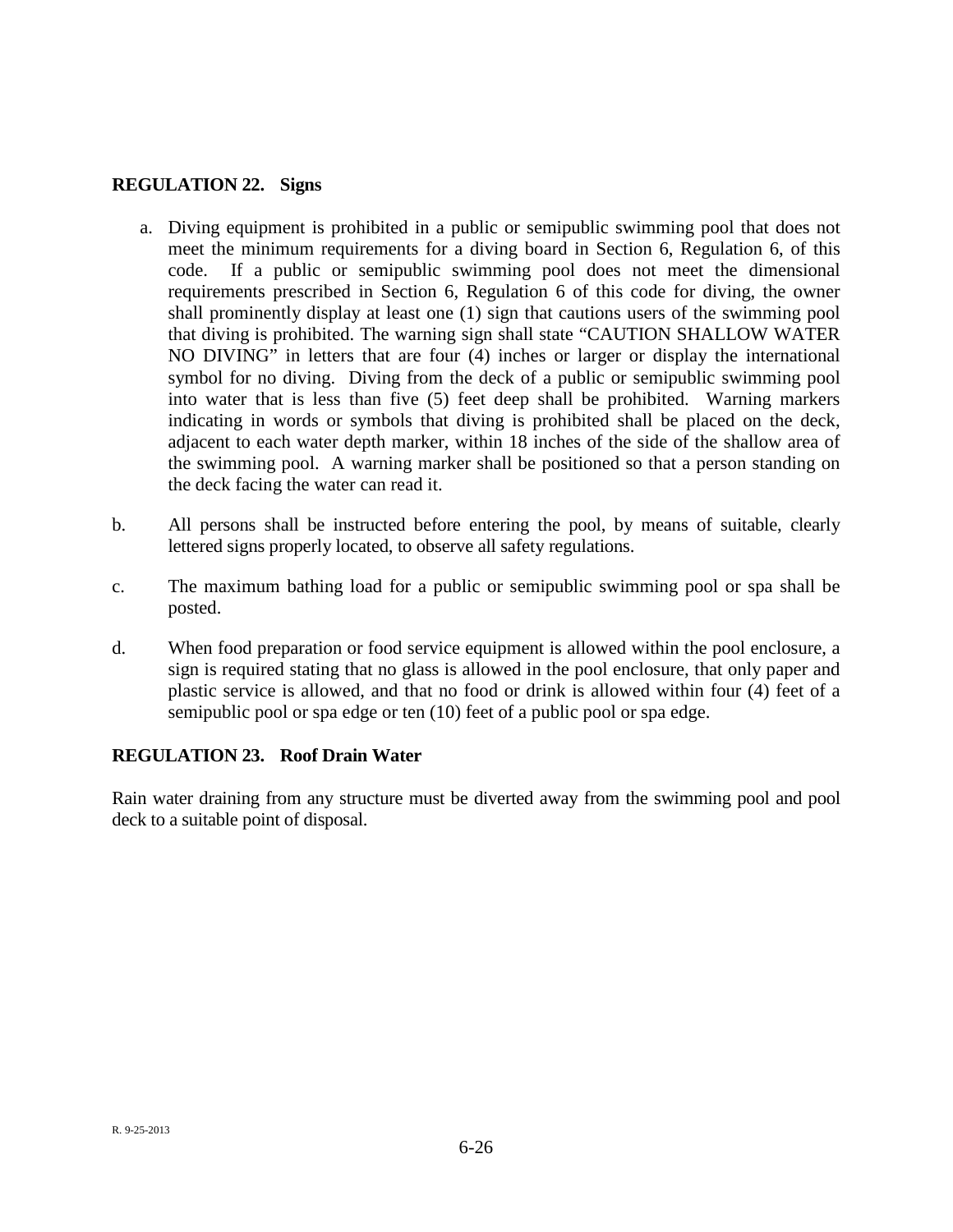**REGULATION 22. Signs**

a. Diving equipment is prohibited in a public or semipublic swimming pool that does not meet the minimum requirements for a diving board in Section 6, Regulation 6, of this code. If a public or semipublic swimming pool does not meet the dimensional requirements prescribed in Section 6, Regulation 6 of this code for diving, the owner shall prominently display at least one (1) sign that cautions users of the swimming pool that diving is prohibited. The warning sign shall state "CAUTION SHALLOW WATER NO DIVING" in letters that are four (4) inches or larger or display the international symbol for no diving. Diving from the deck of a public or semipublic swimming pool into water that is less than five (5) feet deep shall be prohibited. Warning markers indicating in words or symbols that diving is prohibited shall be placed on the deck, adjacent to each water depth marker, within 18 inches of the side of the shallow area of the swimming pool. A warning marker shall be positioned so that a person standing on the deck facing the water can read it.

b. All persons shall be instructed before entering the pool, by means of suitable, clearly lettered signs properly located, to observe all safety regulations.

c. The maximum bathing load for a public or semipublic swimming pool or spa shall be posted.

d. When food preparation or food service equipment is allowed within the pool enclosure, a sign is required stating that no glass is allowed in the pool enclosure, that only paper and plastic service is allowed, and that no food or drink is allowed within four (4) feet of a semipublic pool or spa edge or ten (10) feet of a public pool or spa edge.

**REGULATION 23. Roof Drain Water**

Rain water draining from any structure must be diverted away from the swimming pool and pool deck to a suitable point of disposal.